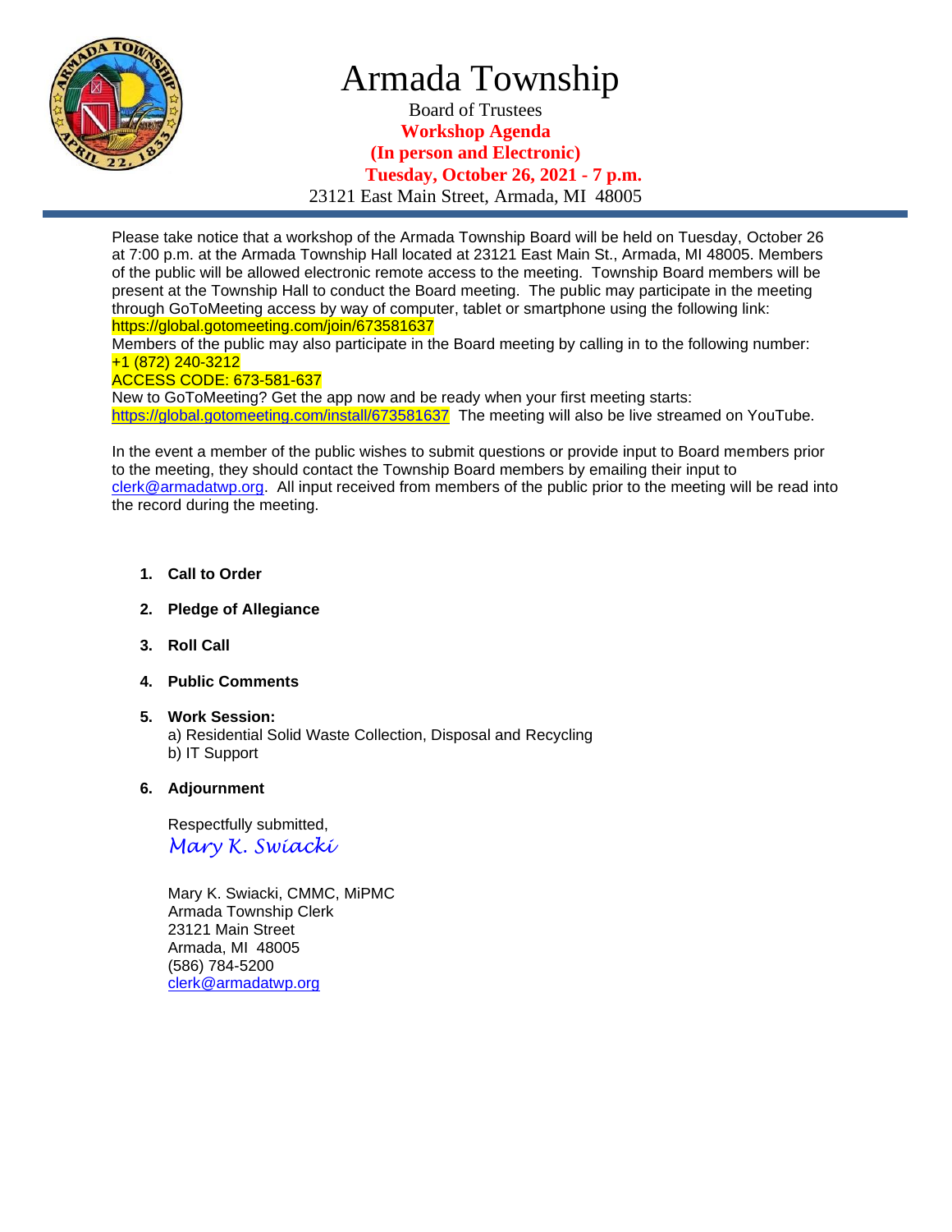# Armada Township

Board of Trustees

**Workshop Agenda**

**(In person and Electronic)**

**Tuesday, October 26, 2021 - 7 p.m.**

23121 East Main Street, Armada, MI 48005

---

Please take notice that a workshop of the Armada Township Board will be held on Tuesday, October 26 at 7:00 p.m. at the Armada Township Hall located at 23121 East Main St., Armada, MI 48005. Members of the public will be allowed electronic remote access to the meeting. Township Board members will be present at the Township Hall to conduct the Board meeting. The public may participate in the meeting through GoToMeeting access by way of computer, tablet or smartphone using the following link: https://global.gotomeeting.com/join/673581637

Members of the public may also participate in the Board meeting by calling in to the following number: +1 (872) 240-3212

ACCESS CODE: 673-581-637

New to GoToMeeting? Get the app now and be ready when your first meeting starts: https://global.gotomeeting.com/install/673581637 The meeting will also be live streamed on YouTube.

In the event a member of the public wishes to submit questions or provide input to Board members prior to the meeting, they should contact the Township Board members by emailing their input to clerk@armadatwp.org. All input received from members of the public prior to the meeting will be read into the record during the meeting.

1. **Call to Order**
2. **Pledge of Allegiance**
3. **Roll Call**
4. **Public Comments**
5. **Work Session:**
   a) Residential Solid Waste Collection, Disposal and Recycling
   b) IT Support
6. **Adjournment**

Respectfully submitted,

*Mary K. Swiacki*

Mary K. Swiacki, CMMC, MiPMC
Armada Township Clerk
23121 Main Street
Armada, MI 48005
(586) 784-5200
clerk@armadatwp.org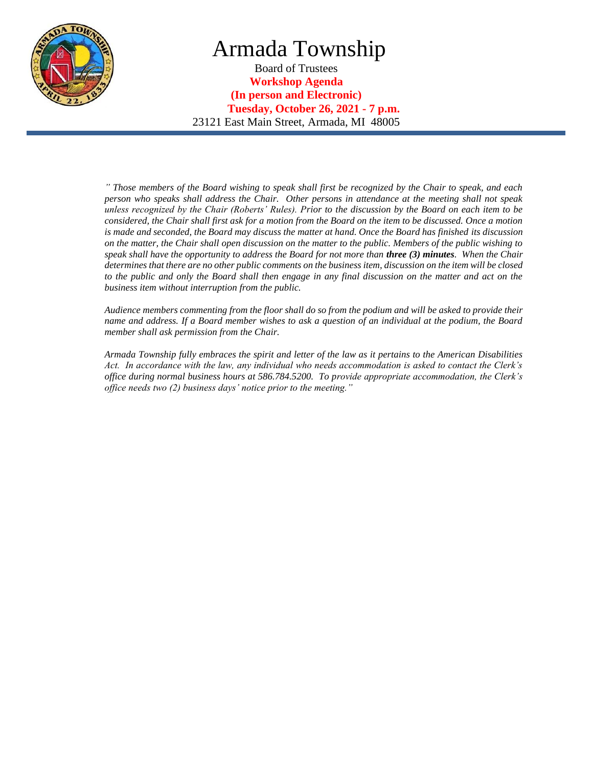# Armada Township

Board of Trustees

**Workshop Agenda**

**(In person and Electronic)**

**Tuesday, October 26, 2021 - 7 p.m.**

23121 East Main Street, Armada, MI 48005

*" Those members of the Board wishing to speak shall first be recognized by the Chair to speak, and each person who speaks shall address the Chair. Other persons in attendance at the meeting shall not speak unless recognized by the Chair (Roberts' Rules). Prior to the discussion by the Board on each item to be considered, the Chair shall first ask for a motion from the Board on the item to be discussed. Once a motion is made and seconded, the Board may discuss the matter at hand. Once the Board has finished its discussion on the matter, the Chair shall open discussion on the matter to the public. Members of the public wishing to speak shall have the opportunity to address the Board for not more than* ***three (3) minutes****. When the Chair determines that there are no other public comments on the business item, discussion on the item will be closed to the public and only the Board shall then engage in any final discussion on the matter and act on the business item without interruption from the public.*

*Audience members commenting from the floor shall do so from the podium and will be asked to provide their name and address. If a Board member wishes to ask a question of an individual at the podium, the Board member shall ask permission from the Chair.*

*Armada Township fully embraces the spirit and letter of the law as it pertains to the American Disabilities Act. In accordance with the law, any individual who needs accommodation is asked to contact the Clerk's office during normal business hours at 586.784.5200. To provide appropriate accommodation, the Clerk's office needs two (2) business days' notice prior to the meeting."*